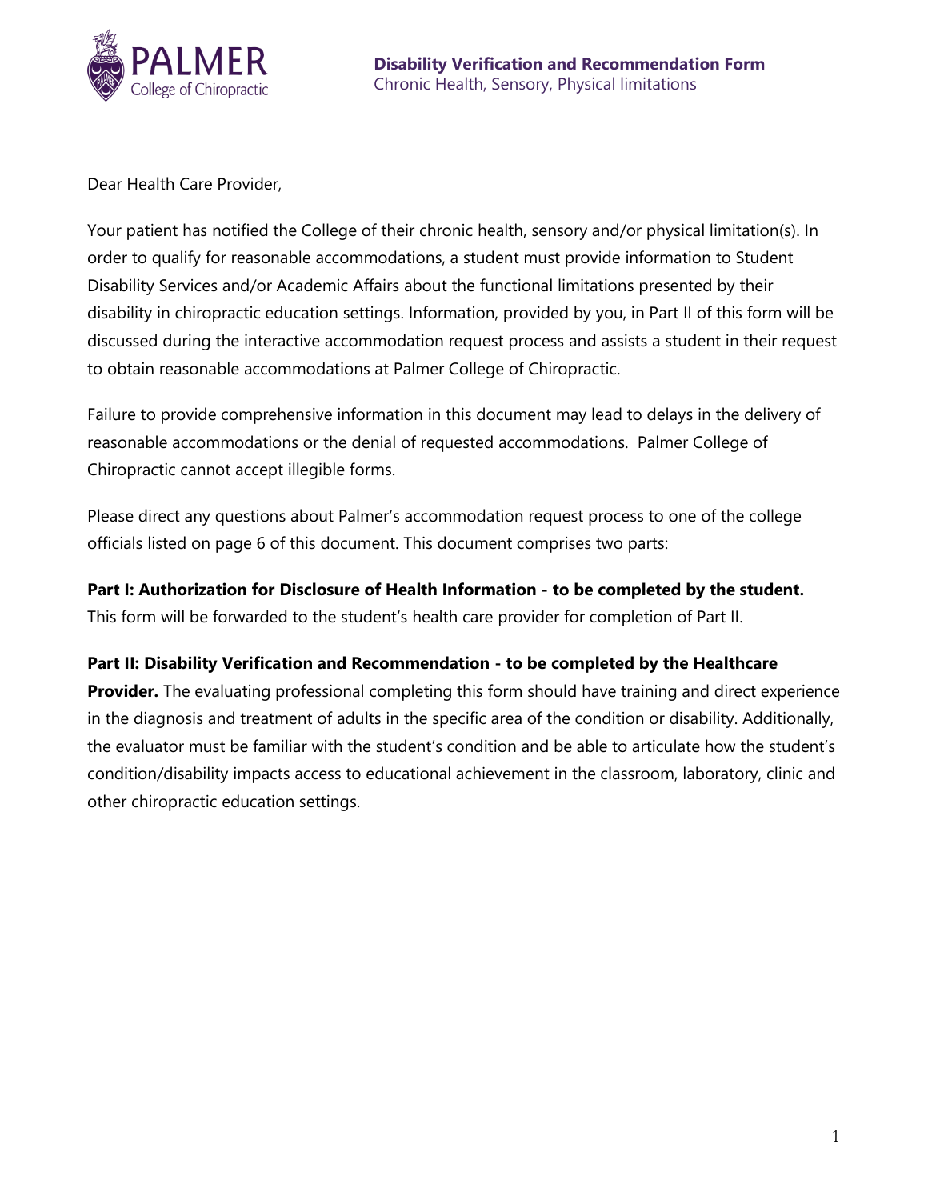PALMER College of Chiropractic

# Disability Verification and Recommendation Form

Chronic Health, Sensory, Physical limitations

Dear Health Care Provider,

Your patient has notified the College of their chronic health, sensory and/or physical limitation(s). In order to qualify for reasonable accommodations, a student must provide information to Student Disability Services and/or Academic Affairs about the functional limitations presented by their disability in chiropractic education settings. Information, provided by you, in Part II of this form will be discussed during the interactive accommodation request process and assists a student in their request to obtain reasonable accommodations at Palmer College of Chiropractic.

Failure to provide comprehensive information in this document may lead to delays in the delivery of reasonable accommodations or the denial of requested accommodations. Palmer College of Chiropractic cannot accept illegible forms.

Please direct any questions about Palmer's accommodation request process to one of the college officials listed on page 6 of this document. This document comprises two parts:

**Part I: Authorization for Disclosure of Health Information - to be completed by the student.** This form will be forwarded to the student's health care provider for completion of Part II.

**Part II: Disability Verification and Recommendation - to be completed by the Healthcare Provider.** The evaluating professional completing this form should have training and direct experience in the diagnosis and treatment of adults in the specific area of the condition or disability. Additionally, the evaluator must be familiar with the student's condition and be able to articulate how the student's condition/disability impacts access to educational achievement in the classroom, laboratory, clinic and other chiropractic education settings.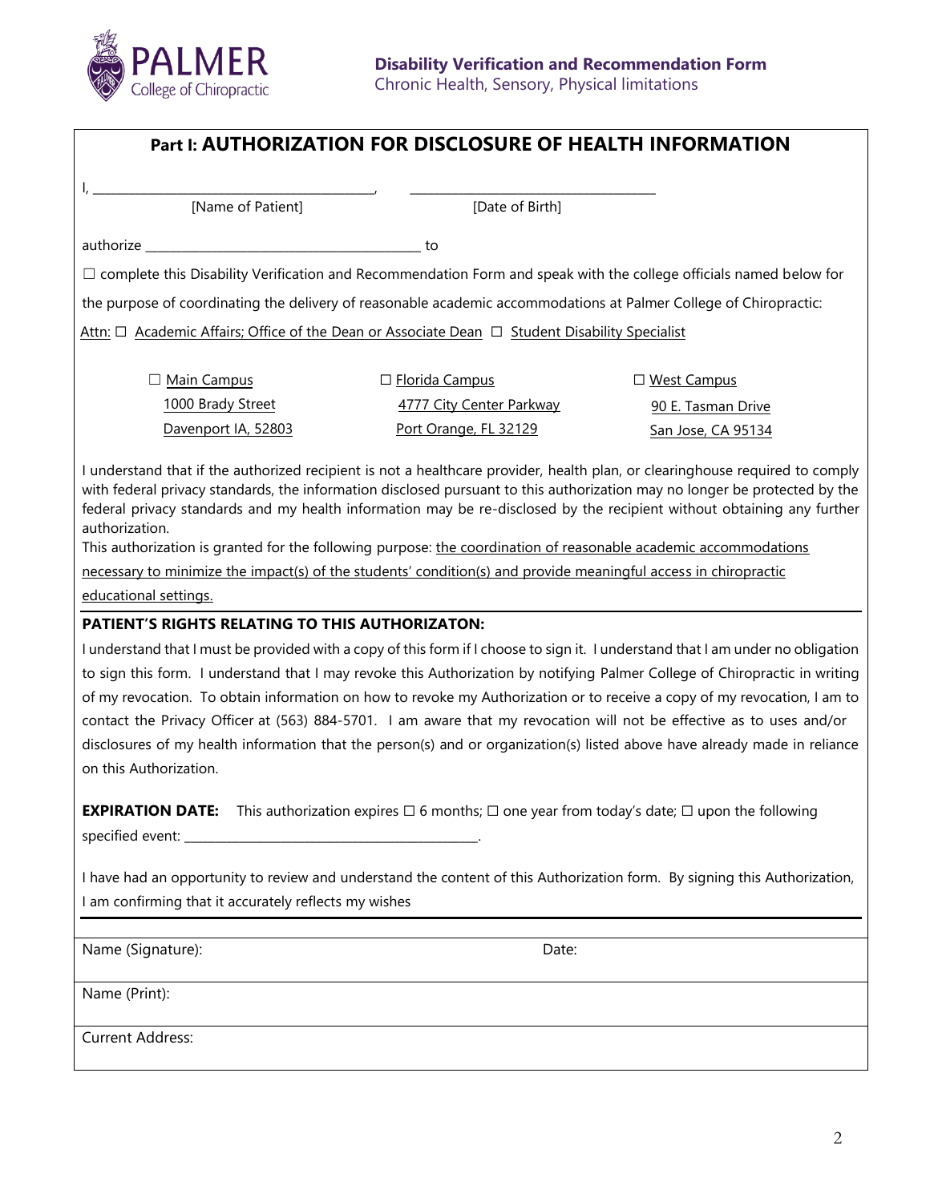**Disability Verification and Recommendation Form**
Chronic Health, Sensory, Physical limitations

## Part I: AUTHORIZATION FOR DISCLOSURE OF HEALTH INFORMATION

I, ________________________________________, ___________________________________

[Name of Patient] [Date of Birth]

authorize ________________________________________ to

☐ complete this Disability Verification and Recommendation Form and speak with the college officials named below for the purpose of coordinating the delivery of reasonable academic accommodations at Palmer College of Chiropractic:

Attn: ☐ Academic Affairs; Office of the Dean or Associate Dean ☐ Student Disability Specialist

| ☐ Main Campus | ☐ Florida Campus | ☐ West Campus |
|---|---|---|
| 1000 Brady Street | 4777 City Center Parkway | 90 E. Tasman Drive |
| Davenport IA, 52803 | Port Orange, FL 32129 | San Jose, CA 95134 |

I understand that if the authorized recipient is not a healthcare provider, health plan, or clearinghouse required to comply with federal privacy standards, the information disclosed pursuant to this authorization may no longer be protected by the federal privacy standards and my health information may be re-disclosed by the recipient without obtaining any further authorization.

This authorization is granted for the following purpose: the coordination of reasonable academic accommodations necessary to minimize the impact(s) of the students' condition(s) and provide meaningful access in chiropractic educational settings.

**PATIENT'S RIGHTS RELATING TO THIS AUTHORIZATON:**

I understand that I must be provided with a copy of this form if I choose to sign it. I understand that I am under no obligation to sign this form. I understand that I may revoke this Authorization by notifying Palmer College of Chiropractic in writing of my revocation. To obtain information on how to revoke my Authorization or to receive a copy of my revocation, I am to contact the Privacy Officer at (563) 884-5701. I am aware that my revocation will not be effective as to uses and/or disclosures of my health information that the person(s) and or organization(s) listed above have already made in reliance on this Authorization.

**EXPIRATION DATE:** This authorization expires ☐ 6 months; ☐ one year from today's date; ☐ upon the following specified event: ____________________________________________.

I have had an opportunity to review and understand the content of this Authorization form. By signing this Authorization, I am confirming that it accurately reflects my wishes

Name (Signature): Date:

Name (Print):

Current Address: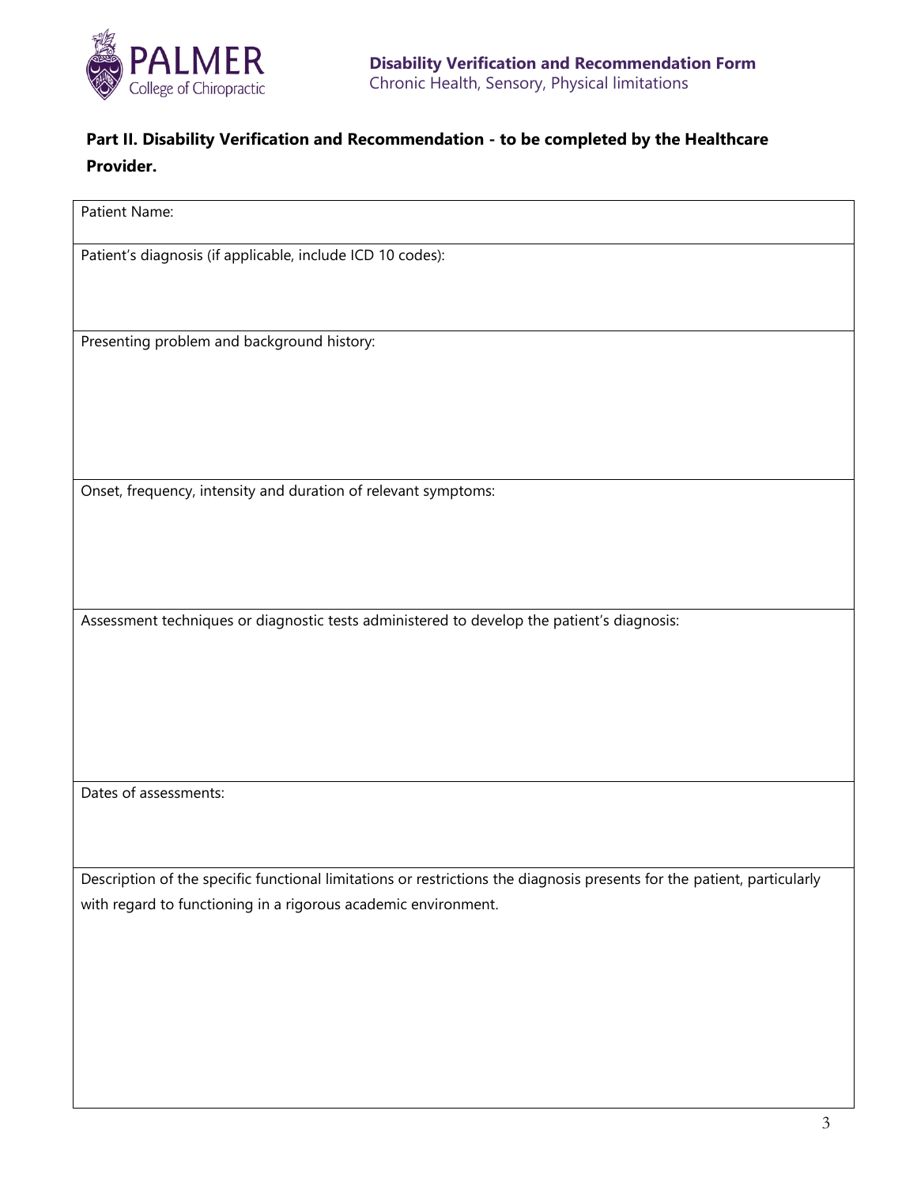## Part II. Disability Verification and Recommendation - to be completed by the Healthcare Provider.

| Patient Name: |
| --- |
| Patient's diagnosis (if applicable, include ICD 10 codes): |
| Presenting problem and background history: |
| Onset, frequency, intensity and duration of relevant symptoms: |
| Assessment techniques or diagnostic tests administered to develop the patient's diagnosis: |
| Dates of assessments: |
| Description of the specific functional limitations or restrictions the diagnosis presents for the patient, particularly with regard to functioning in a rigorous academic environment. |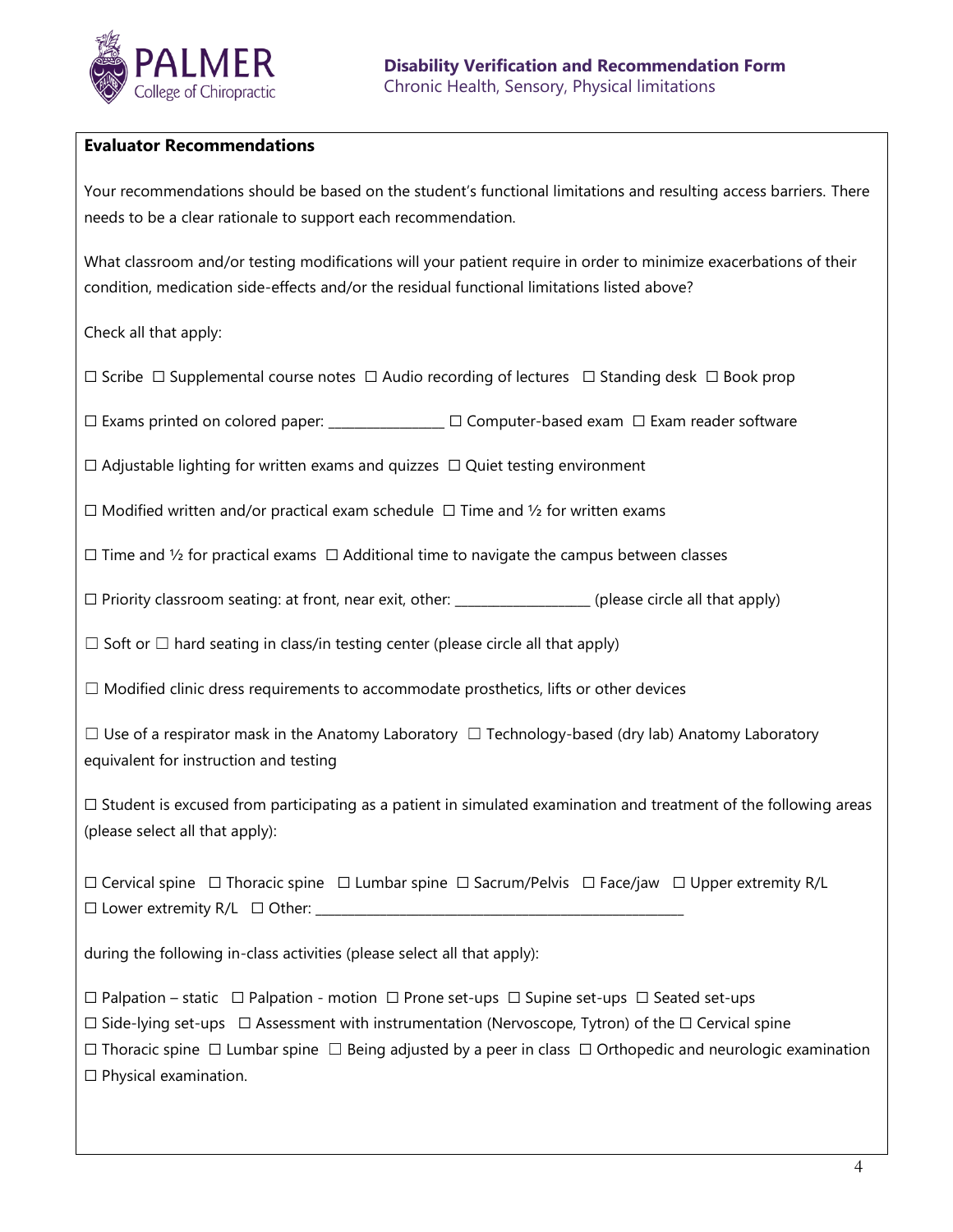**Evaluator Recommendations**

Your recommendations should be based on the student's functional limitations and resulting access barriers. There needs to be a clear rationale to support each recommendation.

What classroom and/or testing modifications will your patient require in order to minimize exacerbations of their condition, medication side-effects and/or the residual functional limitations listed above?

Check all that apply:

☐ Scribe ☐ Supplemental course notes ☐ Audio recording of lectures ☐ Standing desk ☐ Book prop

☐ Exams printed on colored paper: ________________ ☐ Computer-based exam ☐ Exam reader software

☐ Adjustable lighting for written exams and quizzes ☐ Quiet testing environment

☐ Modified written and/or practical exam schedule ☐ Time and ½ for written exams

☐ Time and ½ for practical exams ☐ Additional time to navigate the campus between classes

☐ Priority classroom seating: at front, near exit, other: ___________________ (please circle all that apply)

☐ Soft or ☐ hard seating in class/in testing center (please circle all that apply)

☐ Modified clinic dress requirements to accommodate prosthetics, lifts or other devices

☐ Use of a respirator mask in the Anatomy Laboratory ☐ Technology-based (dry lab) Anatomy Laboratory equivalent for instruction and testing

☐ Student is excused from participating as a patient in simulated examination and treatment of the following areas (please select all that apply):

☐ Cervical spine ☐ Thoracic spine ☐ Lumbar spine ☐ Sacrum/Pelvis ☐ Face/jaw ☐ Upper extremity R/L
☐ Lower extremity R/L ☐ Other: _____________________________________________________

during the following in-class activities (please select all that apply):

☐ Palpation – static ☐ Palpation - motion ☐ Prone set-ups ☐ Supine set-ups ☐ Seated set-ups
☐ Side-lying set-ups ☐ Assessment with instrumentation (Nervoscope, Tytron) of the ☐ Cervical spine
☐ Thoracic spine ☐ Lumbar spine ☐ Being adjusted by a peer in class ☐ Orthopedic and neurologic examination
☐ Physical examination.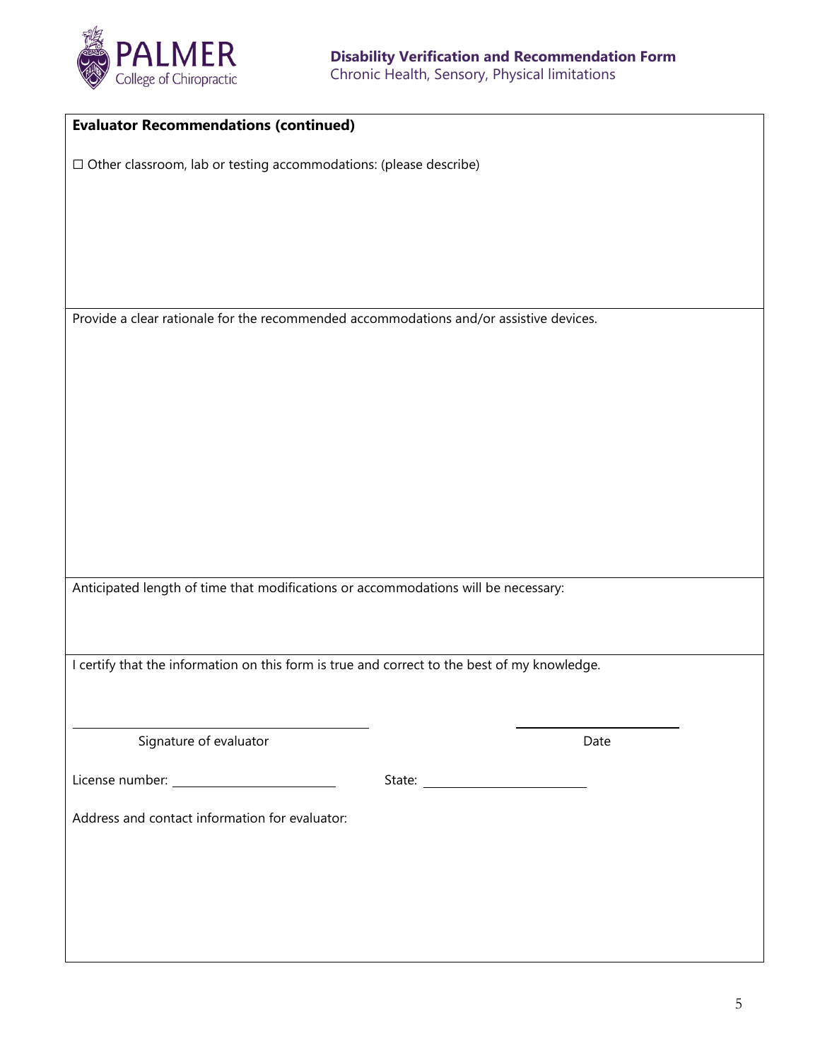**Evaluator Recommendations (continued)**

☐ Other classroom, lab or testing accommodations: (please describe)

Provide a clear rationale for the recommended accommodations and/or assistive devices.

Anticipated length of time that modifications or accommodations will be necessary:

I certify that the information on this form is true and correct to the best of my knowledge.

\_\_\_\_\_\_\_\_\_\_\_\_\_\_\_\_\_\_\_\_\_\_\_\_\_\_\_\_\_\_\_\_\_\_\_\_ \_\_\_\_\_\_\_\_\_\_\_\_\_\_\_\_\_\_\_\_

Signature of evaluator Date

License number: \_\_\_\_\_\_\_\_\_\_\_\_\_\_\_\_\_\_\_\_ State: \_\_\_\_\_\_\_\_\_\_\_\_\_\_\_\_\_\_\_\_

Address and contact information for evaluator: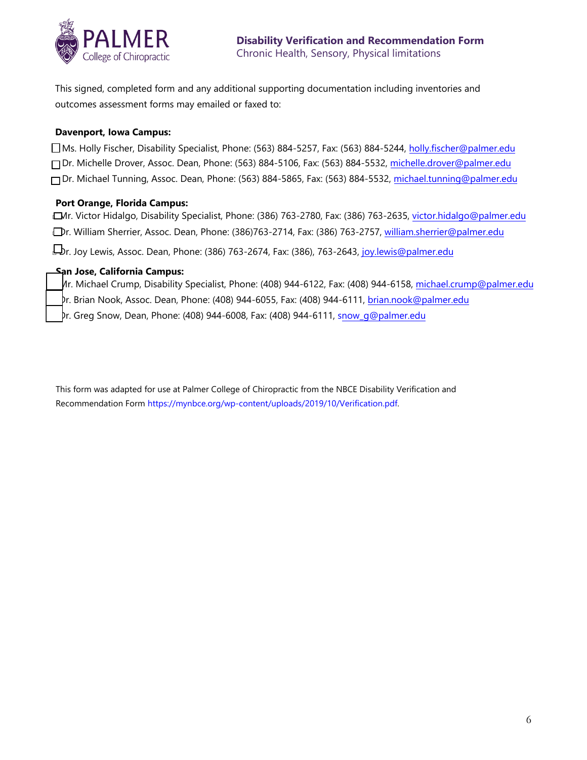This signed, completed form and any additional supporting documentation including inventories and outcomes assessment forms may emailed or faxed to:

**Davenport, Iowa Campus:**

- ☐ Ms. Holly Fischer, Disability Specialist, Phone: (563) 884-5257, Fax: (563) 884-5244, holly.fischer@palmer.edu
- ☐ Dr. Michelle Drover, Assoc. Dean, Phone: (563) 884-5106, Fax: (563) 884-5532, michelle.drover@palmer.edu
- ☐ Dr. Michael Tunning, Assoc. Dean, Phone: (563) 884-5865, Fax: (563) 884-5532, michael.tunning@palmer.edu

**Port Orange, Florida Campus:**

- ☐ Mr. Victor Hidalgo, Disability Specialist, Phone: (386) 763-2780, Fax: (386) 763-2635, victor.hidalgo@palmer.edu
- ☐ Dr. William Sherrier, Assoc. Dean, Phone: (386)763-2714, Fax: (386) 763-2757, william.sherrier@palmer.edu
- ☐ Dr. Joy Lewis, Assoc. Dean, Phone: (386) 763-2674, Fax: (386), 763-2643, joy.lewis@palmer.edu

**San Jose, California Campus:**

- ☐ Mr. Michael Crump, Disability Specialist, Phone: (408) 944-6122, Fax: (408) 944-6158, michael.crump@palmer.edu
- ☐ Dr. Brian Nook, Assoc. Dean, Phone: (408) 944-6055, Fax: (408) 944-6111, brian.nook@palmer.edu
- ☐ Dr. Greg Snow, Dean, Phone: (408) 944-6008, Fax: (408) 944-6111, snow_g@palmer.edu

This form was adapted for use at Palmer College of Chiropractic from the NBCE Disability Verification and Recommendation Form https://mynbce.org/wp-content/uploads/2019/10/Verification.pdf.